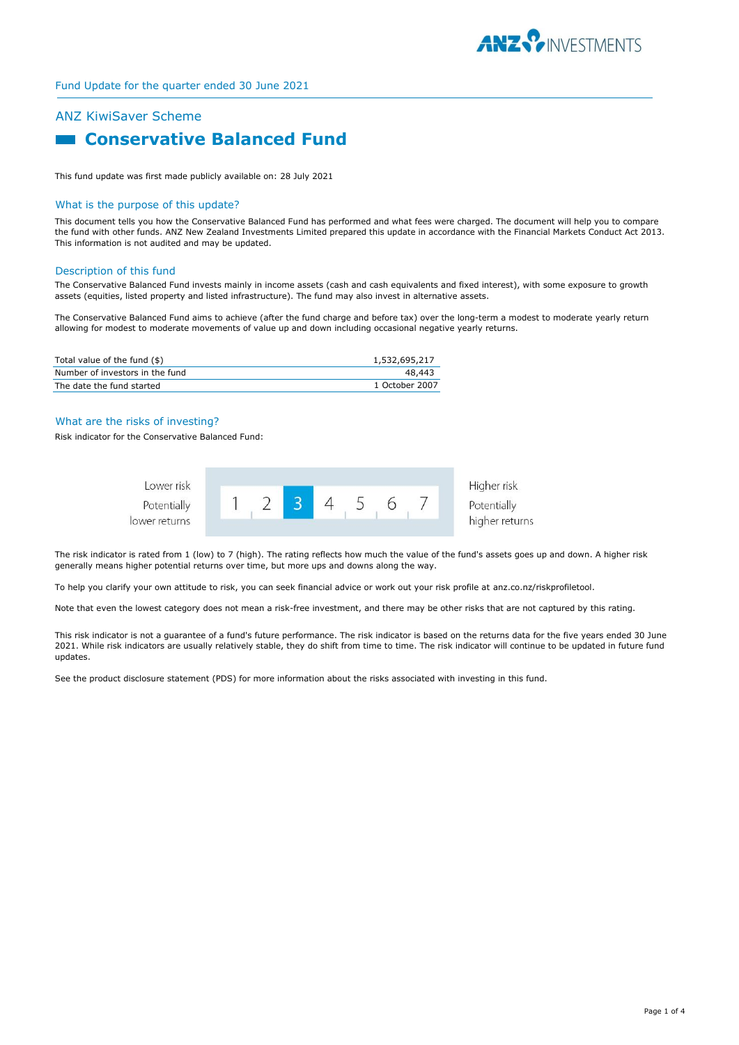Fund Update for the quarter ended 30 June 2021

## ANZ KiwiSaver Scheme

# Conservative Balanced Fund

This fund update was first made publicly available on: 28 July 2021

### What is the purpose of this update?

This document tells you how the Conservative Balanced Fund has performed and what fees were charged. The document will help you to compare the fund with other funds. ANZ New Zealand Investments Limited prepared this update in accordance with the Financial Markets Conduct Act 2013. This information is not audited and may be updated.

### Description of this fund

The Conservative Balanced Fund invests mainly in income assets (cash and cash equivalents and fixed interest), with some exposure to growth assets (equities, listed property and listed infrastructure). The fund may also invest in alternative assets.

The Conservative Balanced Fund aims to achieve (after the fund charge and before tax) over the long-term a modest to moderate yearly return allowing for modest to moderate movements of value up and down including occasional negative yearly returns.

| | |
|---|---|
| Total value of the fund ($) | 1,532,695,217 |
| Number of investors in the fund | 48,443 |
| The date the fund started | 1 October 2007 |

### What are the risks of investing?

Risk indicator for the Conservative Balanced Fund:

| Lower risk<br>Potentially lower returns | 1 | 2 | **3** | 4 | 5 | 6 | 7 | Higher risk<br>Potentially higher returns |
|---|---|---|---|---|---|---|---|---|

The risk indicator is rated from 1 (low) to 7 (high). The rating reflects how much the value of the fund's assets goes up and down. A higher risk generally means higher potential returns over time, but more ups and downs along the way.

To help you clarify your own attitude to risk, you can seek financial advice or work out your risk profile at anz.co.nz/riskprofiletool.

Note that even the lowest category does not mean a risk-free investment, and there may be other risks that are not captured by this rating.

This risk indicator is not a guarantee of a fund's future performance. The risk indicator is based on the returns data for the five years ended 30 June 2021. While risk indicators are usually relatively stable, they do shift from time to time. The risk indicator will continue to be updated in future fund updates.

See the product disclosure statement (PDS) for more information about the risks associated with investing in this fund.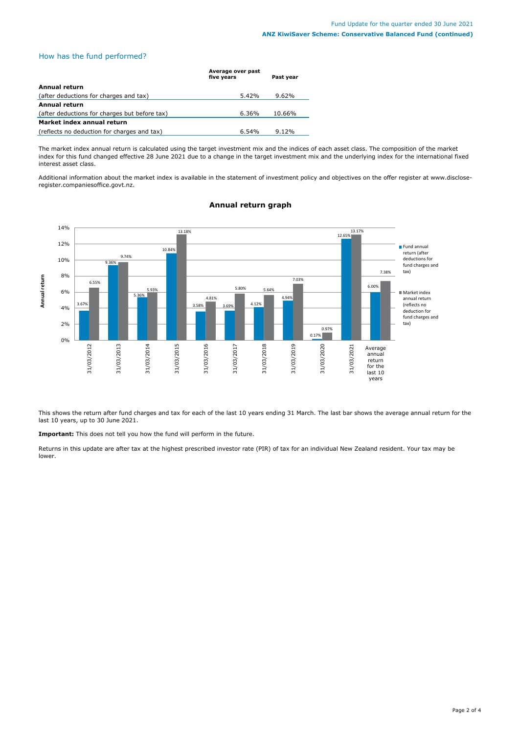## How has the fund performed?

| | Average over past five years | Past year |
|---|---|---|
| **Annual return** | | |
| (after deductions for charges and tax) | 5.42% | 9.62% |
| **Annual return** | | |
| (after deductions for charges but before tax) | 6.36% | 10.66% |
| **Market index annual return** | | |
| (reflects no deduction for charges and tax) | 6.54% | 9.12% |

The market index annual return is calculated using the target investment mix and the indices of each asset class. The composition of the market index for this fund changed effective 28 June 2021 due to a change in the target investment mix and the underlying index for the international fixed interest asset class.

Additional information about the market index is available in the statement of investment policy and objectives on the offer register at www.disclose-register.companiesoffice.govt.nz.

### Annual return graph

| | Fund annual return (after deductions for fund charges and tax) | Market index annual return (reflects no deduction for fund charges and tax) |
|---|---|---|
| 31/03/2012 | 3.67% | 6.55% |
| 31/03/2013 | 9.36% | 9.74% |
| 31/03/2014 | 5.36% | 5.93% |
| 31/03/2015 | 10.84% | 13.18% |
| 31/03/2016 | 3.58% | 4.81% |
| 31/03/2017 | 3.69% | 5.80% |
| 31/03/2018 | 4.12% | 5.64% |
| 31/03/2019 | 4.94% | 7.03% |
| 31/03/2020 | 0.17% | 0.97% |
| 31/03/2021 | 12.65% | 13.17% |
| Average annual return for the last 10 years | 6.00% | 7.38% |

This shows the return after fund charges and tax for each of the last 10 years ending 31 March. The last bar shows the average annual return for the last 10 years, up to 30 June 2021.

**Important:** This does not tell you how the fund will perform in the future.

Returns in this update are after tax at the highest prescribed investor rate (PIR) of tax for an individual New Zealand resident. Your tax may be lower.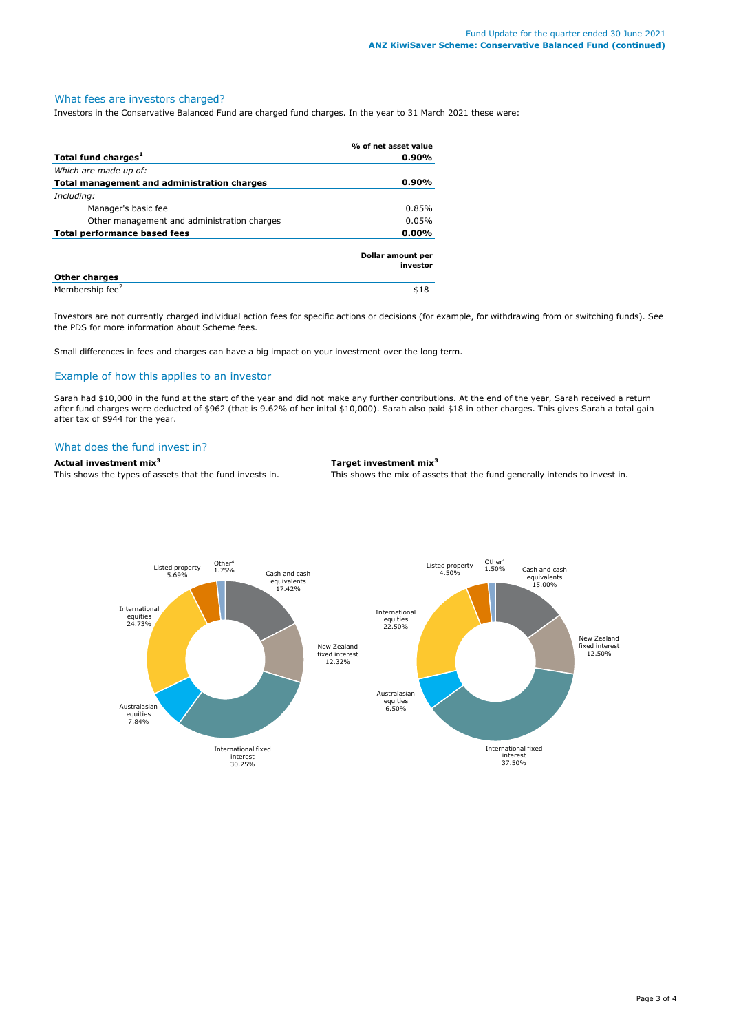## What fees are investors charged?

Investors in the Conservative Balanced Fund are charged fund charges. In the year to 31 March 2021 these were:

| | % of net asset value |
|---|---|
| **Total fund charges**[1] | **0.90%** |
| *Which are made up of:* | |
| **Total management and administration charges** | **0.90%** |
| *Including:* | |
| Manager's basic fee | 0.85% |
| Other management and administration charges | 0.05% |
| **Total performance based fees** | **0.00%** |

| | Dollar amount per investor |
|---|---|
| **Other charges** | |
| Membership fee[2] | $18 |

Investors are not currently charged individual action fees for specific actions or decisions (for example, for withdrawing from or switching funds). See the PDS for more information about Scheme fees.

Small differences in fees and charges can have a big impact on your investment over the long term.

## Example of how this applies to an investor

Sarah had $10,000 in the fund at the start of the year and did not make any further contributions. At the end of the year, Sarah received a return after fund charges were deducted of $962 (that is 9.62% of her inital $10,000). Sarah also paid $18 in other charges. This gives Sarah a total gain after tax of $944 for the year.

## What does the fund invest in?

**Actual investment mix**[3]

This shows the types of assets that the fund invests in.

| Asset type | Actual |
|---|---|
| Cash and cash equivalents | 17.42% |
| New Zealand fixed interest | 12.32% |
| International fixed interest | 30.25% |
| Australasian equities | 7.84% |
| International equities | 24.73% |
| Listed property | 5.69% |
| Other[4] | 1.75% |

**Target investment mix**[3]

This shows the mix of assets that the fund generally intends to invest in.

| Asset type | Target |
|---|---|
| Cash and cash equivalents | 15.00% |
| New Zealand fixed interest | 12.50% |
| International fixed interest | 37.50% |
| Australasian equities | 6.50% |
| International equities | 22.50% |
| Listed property | 4.50% |
| Other[4] | 1.50% |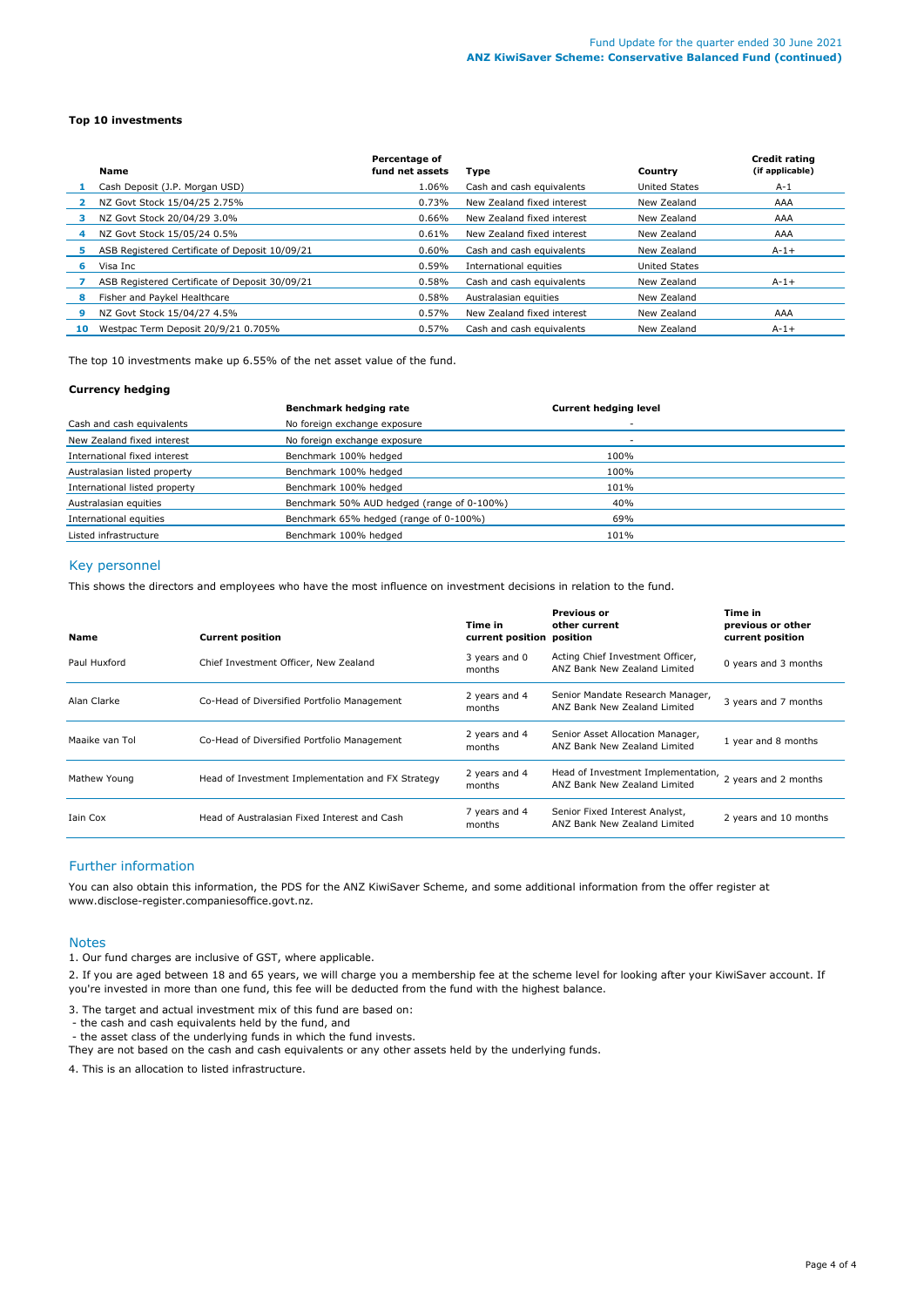### Top 10 investments

| | Name | Percentage of fund net assets | Type | Country | Credit rating (if applicable) |
|---|---|---|---|---|---|
| 1 | Cash Deposit (J.P. Morgan USD) | 1.06% | Cash and cash equivalents | United States | A-1 |
| 2 | NZ Govt Stock 15/04/25 2.75% | 0.73% | New Zealand fixed interest | New Zealand | AAA |
| 3 | NZ Govt Stock 20/04/29 3.0% | 0.66% | New Zealand fixed interest | New Zealand | AAA |
| 4 | NZ Govt Stock 15/05/24 0.5% | 0.61% | New Zealand fixed interest | New Zealand | AAA |
| 5 | ASB Registered Certificate of Deposit 10/09/21 | 0.60% | Cash and cash equivalents | New Zealand | A-1+ |
| 6 | Visa Inc | 0.59% | International equities | United States | |
| 7 | ASB Registered Certificate of Deposit 30/09/21 | 0.58% | Cash and cash equivalents | New Zealand | A-1+ |
| 8 | Fisher and Paykel Healthcare | 0.58% | Australasian equities | New Zealand | |
| 9 | NZ Govt Stock 15/04/27 4.5% | 0.57% | New Zealand fixed interest | New Zealand | AAA |
| 10 | Westpac Term Deposit 20/9/21 0.705% | 0.57% | Cash and cash equivalents | New Zealand | A-1+ |

The top 10 investments make up 6.55% of the net asset value of the fund.

### Currency hedging

| | Benchmark hedging rate | Current hedging level |
|---|---|---|
| Cash and cash equivalents | No foreign exchange exposure | - |
| New Zealand fixed interest | No foreign exchange exposure | - |
| International fixed interest | Benchmark 100% hedged | 100% |
| Australasian listed property | Benchmark 100% hedged | 100% |
| International listed property | Benchmark 100% hedged | 101% |
| Australasian equities | Benchmark 50% AUD hedged (range of 0-100%) | 40% |
| International equities | Benchmark 65% hedged (range of 0-100%) | 69% |
| Listed infrastructure | Benchmark 100% hedged | 101% |

## Key personnel

This shows the directors and employees who have the most influence on investment decisions in relation to the fund.

| Name | Current position | Time in current position | Previous or other current position | Time in previous or other current position |
|---|---|---|---|---|
| Paul Huxford | Chief Investment Officer, New Zealand | 3 years and 0 months | Acting Chief Investment Officer, ANZ Bank New Zealand Limited | 0 years and 3 months |
| Alan Clarke | Co-Head of Diversified Portfolio Management | 2 years and 4 months | Senior Mandate Research Manager, ANZ Bank New Zealand Limited | 3 years and 7 months |
| Maaike van Tol | Co-Head of Diversified Portfolio Management | 2 years and 4 months | Senior Asset Allocation Manager, ANZ Bank New Zealand Limited | 1 year and 8 months |
| Mathew Young | Head of Investment Implementation and FX Strategy | 2 years and 4 months | Head of Investment Implementation, ANZ Bank New Zealand Limited | 2 years and 2 months |
| Iain Cox | Head of Australasian Fixed Interest and Cash | 7 years and 4 months | Senior Fixed Interest Analyst, ANZ Bank New Zealand Limited | 2 years and 10 months |

## Further information

You can also obtain this information, the PDS for the ANZ KiwiSaver Scheme, and some additional information from the offer register at www.disclose-register.companiesoffice.govt.nz.

## Notes

1. Our fund charges are inclusive of GST, where applicable.

2. If you are aged between 18 and 65 years, we will charge you a membership fee at the scheme level for looking after your KiwiSaver account. If you're invested in more than one fund, this fee will be deducted from the fund with the highest balance.

3. The target and actual investment mix of this fund are based on:
 - the cash and cash equivalents held by the fund, and
 - the asset class of the underlying funds in which the fund invests.
They are not based on the cash and cash equivalents or any other assets held by the underlying funds.

4. This is an allocation to listed infrastructure.